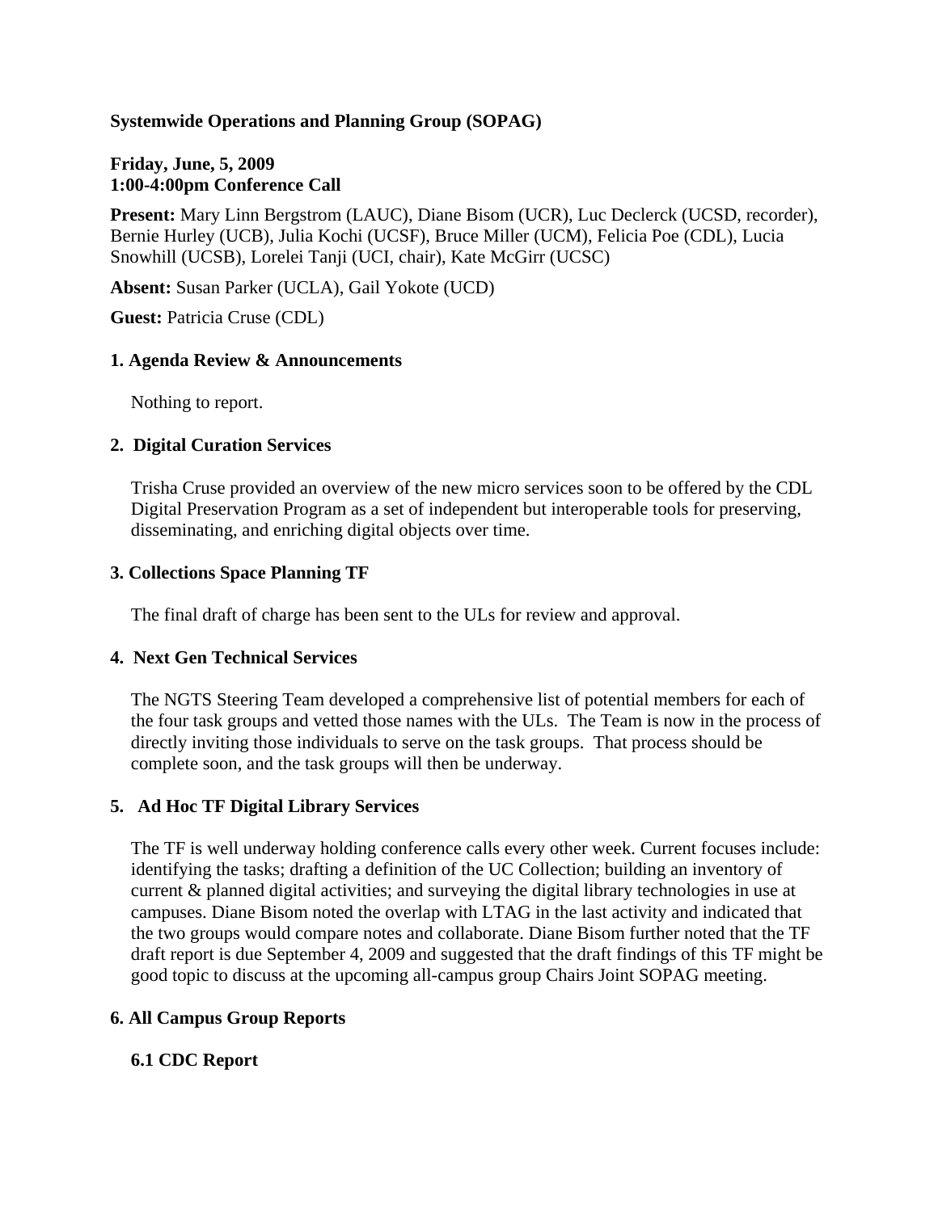**Systemwide Operations and Planning Group (SOPAG)**

**Friday, June, 5, 2009**
**1:00-4:00pm Conference Call**

**Present:** Mary Linn Bergstrom (LAUC), Diane Bisom (UCR), Luc Declerck (UCSD, recorder), Bernie Hurley (UCB), Julia Kochi (UCSF), Bruce Miller (UCM), Felicia Poe (CDL), Lucia Snowhill (UCSB), Lorelei Tanji (UCI, chair), Kate McGirr (UCSC)

**Absent:** Susan Parker (UCLA), Gail Yokote (UCD)

**Guest:** Patricia Cruse (CDL)

**1. Agenda Review & Announcements**

Nothing to report.

**2. Digital Curation Services**

Trisha Cruse provided an overview of the new micro services soon to be offered by the CDL Digital Preservation Program as a set of independent but interoperable tools for preserving, disseminating, and enriching digital objects over time.

**3. Collections Space Planning TF**

The final draft of charge has been sent to the ULs for review and approval.

**4. Next Gen Technical Services**

The NGTS Steering Team developed a comprehensive list of potential members for each of the four task groups and vetted those names with the ULs. The Team is now in the process of directly inviting those individuals to serve on the task groups. That process should be complete soon, and the task groups will then be underway.

**5. Ad Hoc TF Digital Library Services**

The TF is well underway holding conference calls every other week. Current focuses include: identifying the tasks; drafting a definition of the UC Collection; building an inventory of current & planned digital activities; and surveying the digital library technologies in use at campuses. Diane Bisom noted the overlap with LTAG in the last activity and indicated that the two groups would compare notes and collaborate. Diane Bisom further noted that the TF draft report is due September 4, 2009 and suggested that the draft findings of this TF might be good topic to discuss at the upcoming all-campus group Chairs Joint SOPAG meeting.

**6. All Campus Group Reports**

**6.1 CDC Report**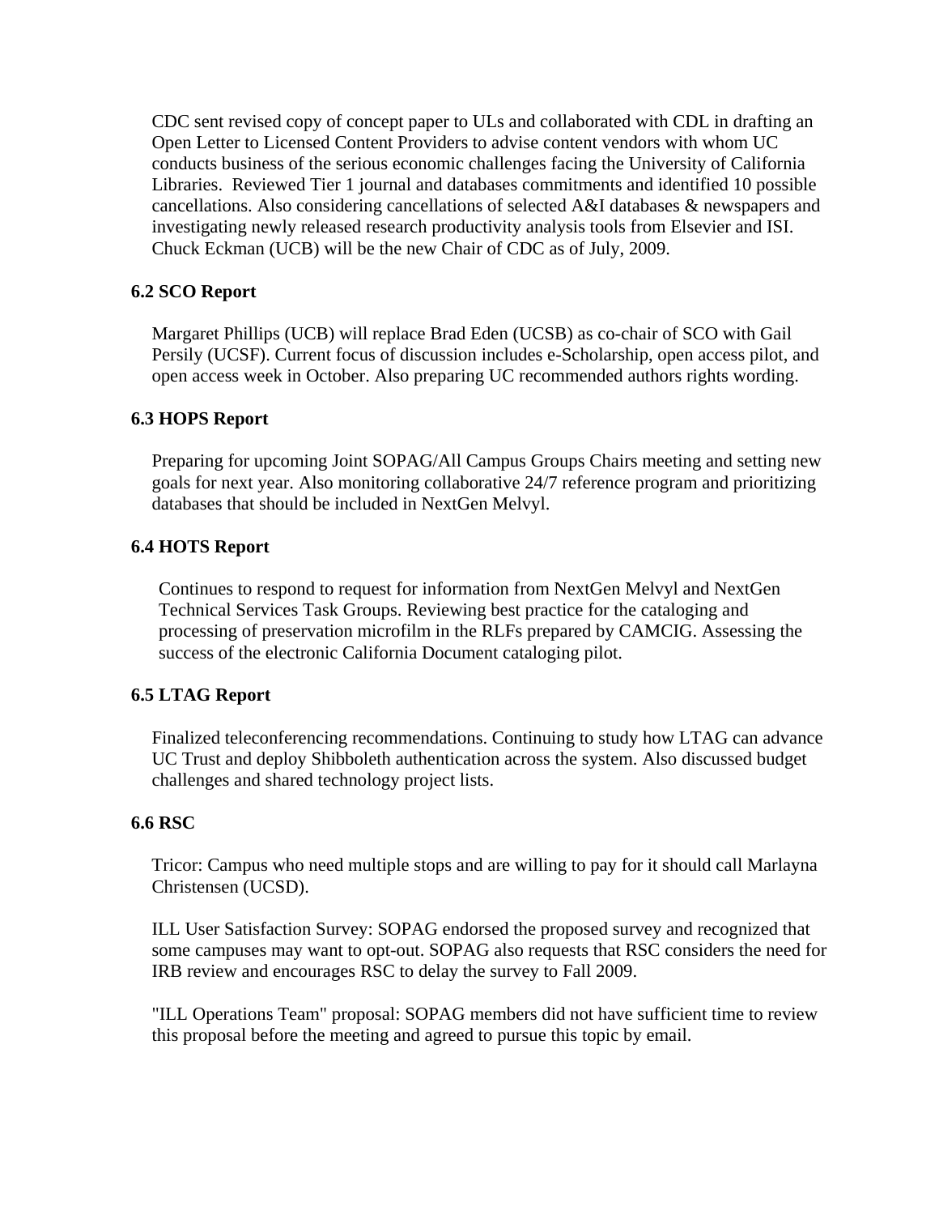CDC sent revised copy of concept paper to ULs and collaborated with CDL in drafting an Open Letter to Licensed Content Providers to advise content vendors with whom UC conducts business of the serious economic challenges facing the University of California Libraries. Reviewed Tier 1 journal and databases commitments and identified 10 possible cancellations. Also considering cancellations of selected A&I databases & newspapers and investigating newly released research productivity analysis tools from Elsevier and ISI. Chuck Eckman (UCB) will be the new Chair of CDC as of July, 2009.

**6.2 SCO Report**

Margaret Phillips (UCB) will replace Brad Eden (UCSB) as co-chair of SCO with Gail Persily (UCSF). Current focus of discussion includes e-Scholarship, open access pilot, and open access week in October. Also preparing UC recommended authors rights wording.

**6.3 HOPS Report**

Preparing for upcoming Joint SOPAG/All Campus Groups Chairs meeting and setting new goals for next year. Also monitoring collaborative 24/7 reference program and prioritizing databases that should be included in NextGen Melvyl.

**6.4 HOTS Report**

Continues to respond to request for information from NextGen Melvyl and NextGen Technical Services Task Groups. Reviewing best practice for the cataloging and processing of preservation microfilm in the RLFs prepared by CAMCIG. Assessing the success of the electronic California Document cataloging pilot.

**6.5 LTAG Report**

Finalized teleconferencing recommendations. Continuing to study how LTAG can advance UC Trust and deploy Shibboleth authentication across the system. Also discussed budget challenges and shared technology project lists.

**6.6 RSC**

Tricor: Campus who need multiple stops and are willing to pay for it should call Marlayna Christensen (UCSD).

ILL User Satisfaction Survey: SOPAG endorsed the proposed survey and recognized that some campuses may want to opt-out. SOPAG also requests that RSC considers the need for IRB review and encourages RSC to delay the survey to Fall 2009.

"ILL Operations Team" proposal: SOPAG members did not have sufficient time to review this proposal before the meeting and agreed to pursue this topic by email.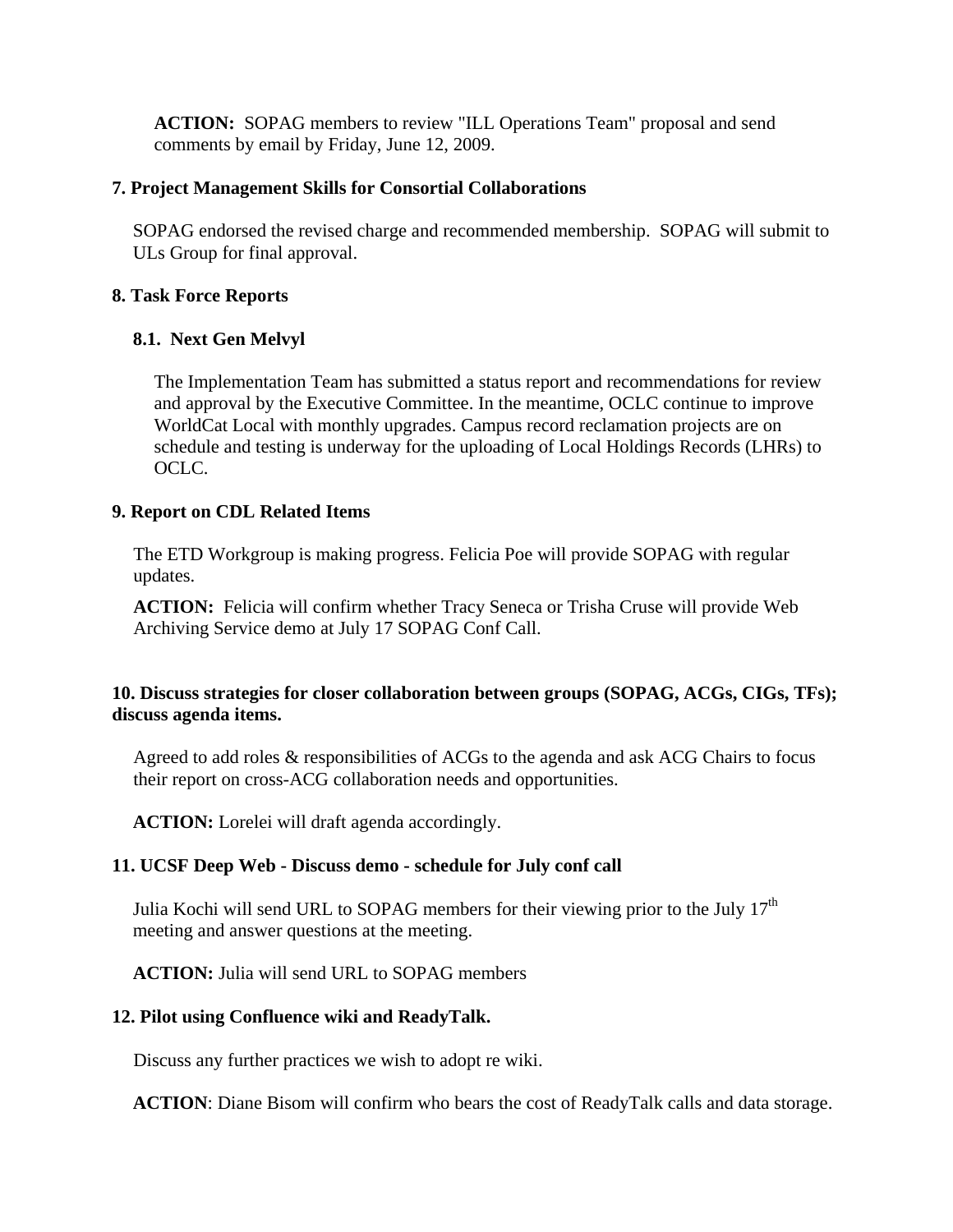**ACTION:** SOPAG members to review "ILL Operations Team" proposal and send comments by email by Friday, June 12, 2009.

### 7. Project Management Skills for Consortial Collaborations

SOPAG endorsed the revised charge and recommended membership. SOPAG will submit to ULs Group for final approval.

### 8. Task Force Reports

#### 8.1. Next Gen Melvyl

The Implementation Team has submitted a status report and recommendations for review and approval by the Executive Committee. In the meantime, OCLC continue to improve WorldCat Local with monthly upgrades. Campus record reclamation projects are on schedule and testing is underway for the uploading of Local Holdings Records (LHRs) to OCLC.

### 9. Report on CDL Related Items

The ETD Workgroup is making progress. Felicia Poe will provide SOPAG with regular updates.

**ACTION:** Felicia will confirm whether Tracy Seneca or Trisha Cruse will provide Web Archiving Service demo at July 17 SOPAG Conf Call.

### 10. Discuss strategies for closer collaboration between groups (SOPAG, ACGs, CIGs, TFs); discuss agenda items.

Agreed to add roles & responsibilities of ACGs to the agenda and ask ACG Chairs to focus their report on cross-ACG collaboration needs and opportunities.

**ACTION:** Lorelei will draft agenda accordingly.

### 11. UCSF Deep Web - Discuss demo - schedule for July conf call

Julia Kochi will send URL to SOPAG members for their viewing prior to the July 17th meeting and answer questions at the meeting.

**ACTION:** Julia will send URL to SOPAG members

### 12. Pilot using Confluence wiki and ReadyTalk.

Discuss any further practices we wish to adopt re wiki.

**ACTION**: Diane Bisom will confirm who bears the cost of ReadyTalk calls and data storage.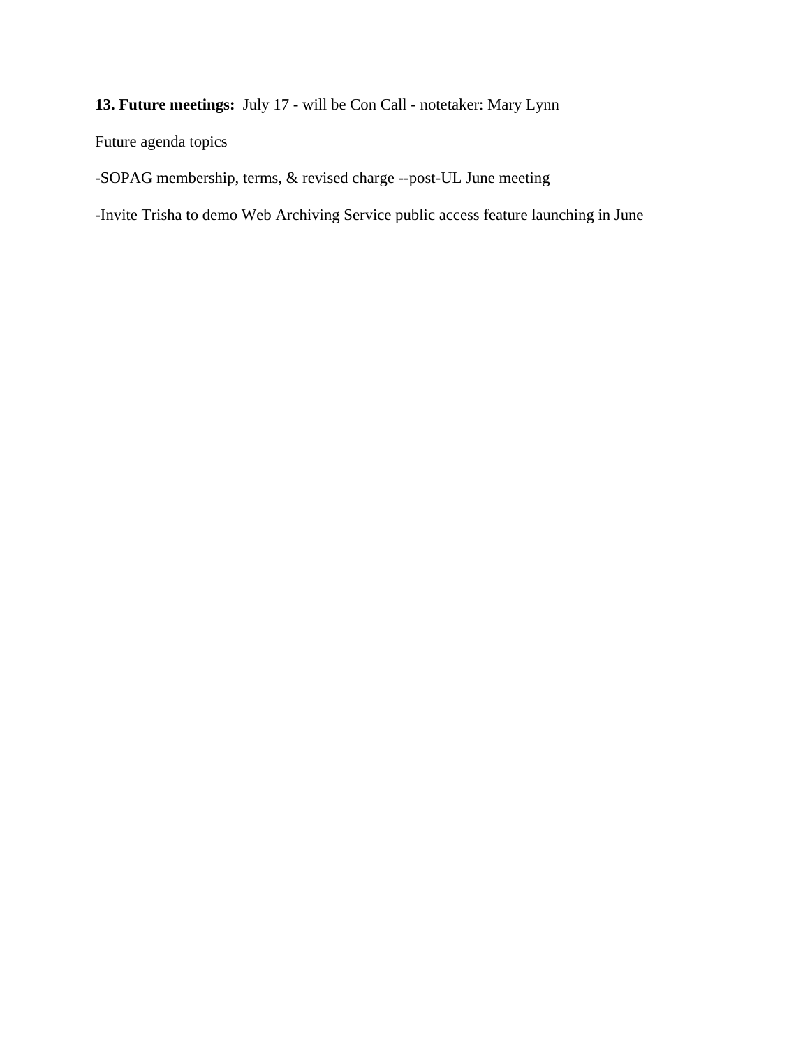**13. Future meetings:** July 17 - will be Con Call - notetaker: Mary Lynn

Future agenda topics

-SOPAG membership, terms, & revised charge --post-UL June meeting

-Invite Trisha to demo Web Archiving Service public access feature launching in June